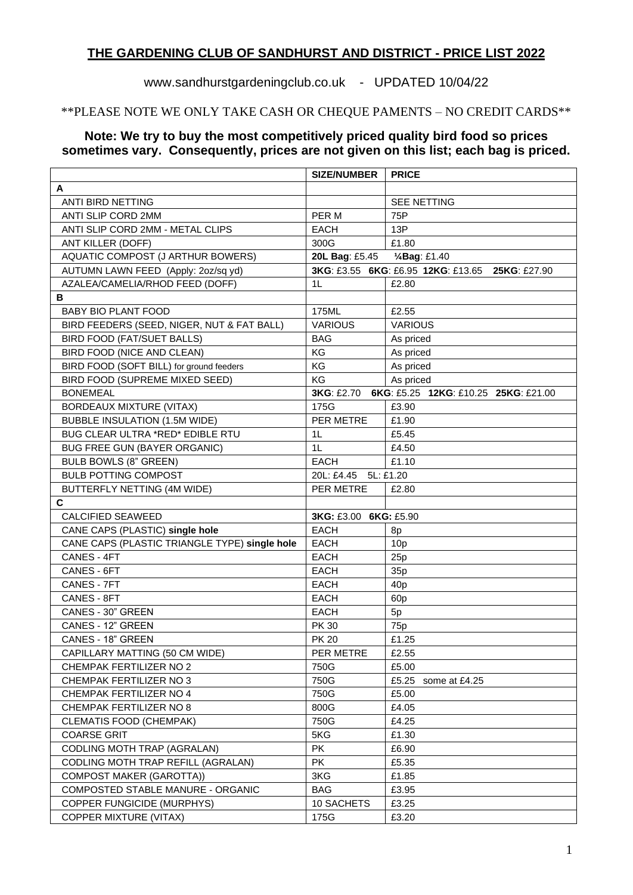**THE GARDENING CLUB OF SANDHURST AND DISTRICT - PRICE LIST 2022**

www.sandhurstgardeningclub.co.uk - UPDATED 10/04/22

**PLEASE NOTE WE ONLY TAKE CASH OR CHEQUE PAMENTS – NO CREDIT CARDS**

**Note: We try to buy the most competitively priced quality bird food so prices sometimes vary. Consequently, prices are not given on this list; each bag is priced.**

| | **SIZE/NUMBER** | **PRICE** |
|---|---|---|
| **A** | | |
| ANTI BIRD NETTING | | SEE NETTING |
| ANTI SLIP CORD 2MM | PER M | 75P |
| ANTI SLIP CORD 2MM - METAL CLIPS | EACH | 13P |
| ANT KILLER (DOFF) | 300G | £1.80 |
| AQUATIC COMPOST (J ARTHUR BOWERS) | **20L Bag**: £5.45 **¼Bag**: £1.40 | |
| AUTUMN LAWN FEED (Apply: 2oz/sq yd) | **3KG**: £3.55 **6KG**: £6.95 **12KG**: £13.65 **25KG**: £27.90 | |
| AZALEA/CAMELIA/RHOD FEED (DOFF) | 1L | £2.80 |
| **B** | | |
| BABY BIO PLANT FOOD | 175ML | £2.55 |
| BIRD FEEDERS (SEED, NIGER, NUT & FAT BALL) | VARIOUS | VARIOUS |
| BIRD FOOD (FAT/SUET BALLS) | BAG | As priced |
| BIRD FOOD (NICE AND CLEAN) | KG | As priced |
| BIRD FOOD (SOFT BILL) for ground feeders | KG | As priced |
| BIRD FOOD (SUPREME MIXED SEED) | KG | As priced |
| BONEMEAL | **3KG**: £2.70 **6KG**: £5.25 **12KG**: £10.25 **25KG**: £21.00 | |
| BORDEAUX MIXTURE (VITAX) | 175G | £3.90 |
| BUBBLE INSULATION (1.5M WIDE) | PER METRE | £1.90 |
| BUG CLEAR ULTRA *RED* EDIBLE RTU | 1L | £5.45 |
| BUG FREE GUN (BAYER ORGANIC) | 1L | £4.50 |
| BULB BOWLS (8" GREEN) | EACH | £1.10 |
| BULB POTTING COMPOST | 20L: £4.45 5L: £1.20 | |
| BUTTERFLY NETTING (4M WIDE) | PER METRE | £2.80 |
| **C** | | |
| CALCIFIED SEAWEED | **3KG:** £3.00 **6KG:** £5.90 | |
| CANE CAPS (PLASTIC) **single hole** | EACH | 8p |
| CANE CAPS (PLASTIC TRIANGLE TYPE) **single hole** | EACH | 10p |
| CANES - 4FT | EACH | 25p |
| CANES - 6FT | EACH | 35p |
| CANES - 7FT | EACH | 40p |
| CANES - 8FT | EACH | 60p |
| CANES - 30" GREEN | EACH | 5p |
| CANES - 12" GREEN | PK 30 | 75p |
| CANES - 18" GREEN | PK 20 | £1.25 |
| CAPILLARY MATTING (50 CM WIDE) | PER METRE | £2.55 |
| CHEMPAK FERTILIZER NO 2 | 750G | £5.00 |
| CHEMPAK FERTILIZER NO 3 | 750G | £5.25 some at £4.25 |
| CHEMPAK FERTILIZER NO 4 | 750G | £5.00 |
| CHEMPAK FERTILIZER NO 8 | 800G | £4.05 |
| CLEMATIS FOOD (CHEMPAK) | 750G | £4.25 |
| COARSE GRIT | 5KG | £1.30 |
| CODLING MOTH TRAP (AGRALAN) | PK | £6.90 |
| CODLING MOTH TRAP REFILL (AGRALAN) | PK | £5.35 |
| COMPOST MAKER (GAROTTA)) | 3KG | £1.85 |
| COMPOSTED STABLE MANURE - ORGANIC | BAG | £3.95 |
| COPPER FUNGICIDE (MURPHYS) | 10 SACHETS | £3.25 |
| COPPER MIXTURE (VITAX) | 175G | £3.20 |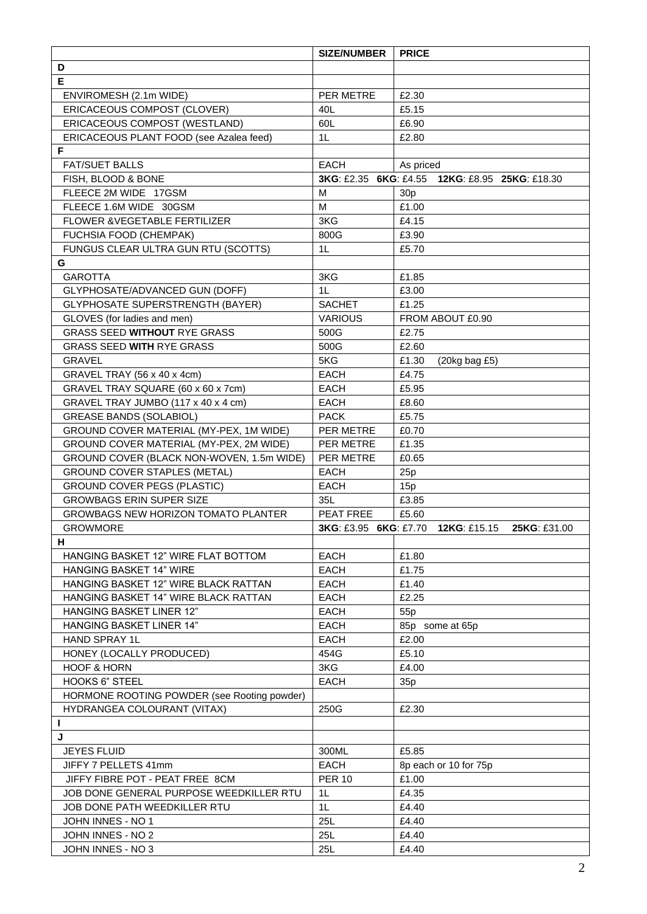| | SIZE/NUMBER | PRICE |
|---|---|---|
| D | | |
| E | | |
| ENVIROMESH (2.1m WIDE) | PER METRE | £2.30 |
| ERICACEOUS COMPOST (CLOVER) | 40L | £5.15 |
| ERICACEOUS COMPOST (WESTLAND) | 60L | £6.90 |
| ERICACEOUS PLANT FOOD (see Azalea feed) | 1L | £2.80 |
| F | | |
| FAT/SUET BALLS | EACH | As priced |
| FISH, BLOOD & BONE | **3KG**: £2.35 **6KG**: £4.55 **12KG**: £8.95 **25KG**: £18.30 | |
| FLEECE 2M WIDE 17GSM | M | 30p |
| FLEECE 1.6M WIDE 30GSM | M | £1.00 |
| FLOWER &VEGETABLE FERTILIZER | 3KG | £4.15 |
| FUCHSIA FOOD (CHEMPAK) | 800G | £3.90 |
| FUNGUS CLEAR ULTRA GUN RTU (SCOTTS) | 1L | £5.70 |
| G | | |
| GAROTTA | 3KG | £1.85 |
| GLYPHOSATE/ADVANCED GUN (DOFF) | 1L | £3.00 |
| GLYPHOSATE SUPERSTRENGTH (BAYER) | SACHET | £1.25 |
| GLOVES (for ladies and men) | VARIOUS | FROM ABOUT £0.90 |
| GRASS SEED **WITHOUT** RYE GRASS | 500G | £2.75 |
| GRASS SEED **WITH** RYE GRASS | 500G | £2.60 |
| GRAVEL | 5KG | £1.30 (20kg bag £5) |
| GRAVEL TRAY (56 x 40 x 4cm) | EACH | £4.75 |
| GRAVEL TRAY SQUARE (60 x 60 x 7cm) | EACH | £5.95 |
| GRAVEL TRAY JUMBO (117 x 40 x 4 cm) | EACH | £8.60 |
| GREASE BANDS (SOLABIOL) | PACK | £5.75 |
| GROUND COVER MATERIAL (MY-PEX, 1M WIDE) | PER METRE | £0.70 |
| GROUND COVER MATERIAL (MY-PEX, 2M WIDE) | PER METRE | £1.35 |
| GROUND COVER (BLACK NON-WOVEN, 1.5m WIDE) | PER METRE | £0.65 |
| GROUND COVER STAPLES (METAL) | EACH | 25p |
| GROUND COVER PEGS (PLASTIC) | EACH | 15p |
| GROWBAGS ERIN SUPER SIZE | 35L | £3.85 |
| GROWBAGS NEW HORIZON TOMATO PLANTER | PEAT FREE | £5.60 |
| GROWMORE | **3KG**: £3.95 **6KG**: £7.70 **12KG**: £15.15 **25KG**: £31.00 | |
| H | | |
| HANGING BASKET 12" WIRE FLAT BOTTOM | EACH | £1.80 |
| HANGING BASKET 14" WIRE | EACH | £1.75 |
| HANGING BASKET 12" WIRE BLACK RATTAN | EACH | £1.40 |
| HANGING BASKET 14" WIRE BLACK RATTAN | EACH | £2.25 |
| HANGING BASKET LINER 12" | EACH | 55p |
| HANGING BASKET LINER 14" | EACH | 85p some at 65p |
| HAND SPRAY 1L | EACH | £2.00 |
| HONEY (LOCALLY PRODUCED) | 454G | £5.10 |
| HOOF & HORN | 3KG | £4.00 |
| HOOKS 6" STEEL | EACH | 35p |
| HORMONE ROOTING POWDER (see Rooting powder) | | |
| HYDRANGEA COLOURANT (VITAX) | 250G | £2.30 |
| I | | |
| J | | |
| JEYES FLUID | 300ML | £5.85 |
| JIFFY 7 PELLETS 41mm | EACH | 8p each or 10 for 75p |
| JIFFY FIBRE POT - PEAT FREE 8CM | PER 10 | £1.00 |
| JOB DONE GENERAL PURPOSE WEEDKILLER RTU | 1L | £4.35 |
| JOB DONE PATH WEEDKILLER RTU | 1L | £4.40 |
| JOHN INNES - NO 1 | 25L | £4.40 |
| JOHN INNES - NO 2 | 25L | £4.40 |
| JOHN INNES - NO 3 | 25L | £4.40 |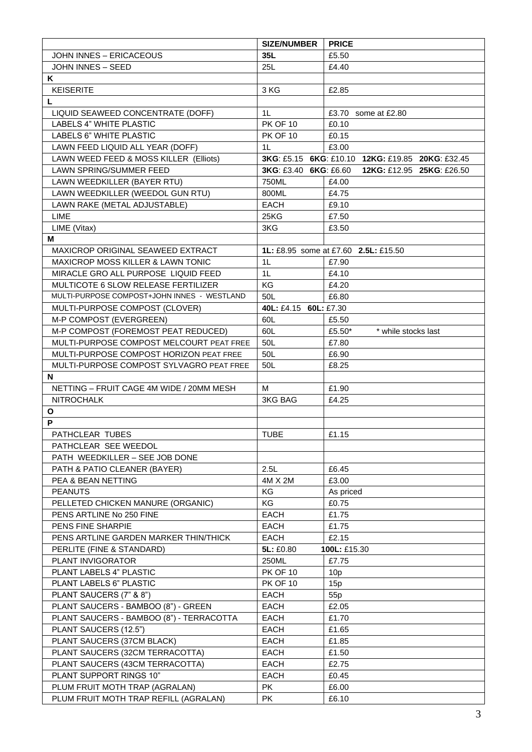| | SIZE/NUMBER | PRICE |
|---|---|---|
| JOHN INNES – ERICACEOUS | **35L** | £5.50 |
| JOHN INNES – SEED | 25L | £4.40 |
| **K** | | |
| KEISERITE | 3 KG | £2.85 |
| **L** | | |
| LIQUID SEAWEED CONCENTRATE (DOFF) | 1L | £3.70 some at £2.80 |
| LABELS 4" WHITE PLASTIC | PK OF 10 | £0.10 |
| LABELS 6" WHITE PLASTIC | PK OF 10 | £0.15 |
| LAWN FEED LIQUID ALL YEAR (DOFF) | 1L | £3.00 |
| LAWN WEED FEED & MOSS KILLER (Elliots) | **3KG**: £5.15 **6KG**: £10.10 **12KG:** £19.85 **20KG**: £32.45 | |
| LAWN SPRING/SUMMER FEED | **3KG**: £3.40 **6KG**: £6.60 **12KG:** £12.95 **25KG**: £26.50 | |
| LAWN WEEDKILLER (BAYER RTU) | 750ML | £4.00 |
| LAWN WEEDKILLER (WEEDOL GUN RTU) | 800ML | £4.75 |
| LAWN RAKE (METAL ADJUSTABLE) | EACH | £9.10 |
| LIME | 25KG | £7.50 |
| LIME (Vitax) | 3KG | £3.50 |
| **M** | | |
| MAXICROP ORIGINAL SEAWEED EXTRACT | **1L:** £8.95 some at £7.60 **2.5L:** £15.50 | |
| MAXICROP MOSS KILLER & LAWN TONIC | 1L | £7.90 |
| MIRACLE GRO ALL PURPOSE LIQUID FEED | 1L | £4.10 |
| MULTICOTE 6 SLOW RELEASE FERTILIZER | KG | £4.20 |
| MULTI-PURPOSE COMPOST+JOHN INNES - WESTLAND | 50L | £6.80 |
| MULTI-PURPOSE COMPOST (CLOVER) | **40L:** £4.15 **60L:** £7.30 | |
| M-P COMPOST (EVERGREEN) | 60L | £5.50 |
| M-P COMPOST (FOREMOST PEAT REDUCED) | 60L | £5.50* * while stocks last |
| MULTI-PURPOSE COMPOST MELCOURT PEAT FREE | 50L | £7.80 |
| MULTI-PURPOSE COMPOST HORIZON PEAT FREE | 50L | £6.90 |
| MULTI-PURPOSE COMPOST SYLVAGRO PEAT FREE | 50L | £8.25 |
| **N** | | |
| NETTING – FRUIT CAGE 4M WIDE / 20MM MESH | M | £1.90 |
| NITROCHALK | 3KG BAG | £4.25 |
| **O** | | |
| **P** | | |
| PATHCLEAR TUBES | TUBE | £1.15 |
| PATHCLEAR SEE WEEDOL | | |
| PATH WEEDKILLER – SEE JOB DONE | | |
| PATH & PATIO CLEANER (BAYER) | 2.5L | £6.45 |
| PEA & BEAN NETTING | 4M X 2M | £3.00 |
| PEANUTS | KG | As priced |
| PELLETED CHICKEN MANURE (ORGANIC) | KG | £0.75 |
| PENS ARTLINE No 250 FINE | EACH | £1.75 |
| PENS FINE SHARPIE | EACH | £1.75 |
| PENS ARTLINE GARDEN MARKER THIN/THICK | EACH | £2.15 |
| PERLITE (FINE & STANDARD) | **5L:** £0.80 | **100L:** £15.30 |
| PLANT INVIGORATOR | 250ML | £7.75 |
| PLANT LABELS 4" PLASTIC | PK OF 10 | 10p |
| PLANT LABELS 6" PLASTIC | PK OF 10 | 15p |
| PLANT SAUCERS (7" & 8") | EACH | 55p |
| PLANT SAUCERS - BAMBOO (8") - GREEN | EACH | £2.05 |
| PLANT SAUCERS - BAMBOO (8") - TERRACOTTA | EACH | £1.70 |
| PLANT SAUCERS (12.5") | EACH | £1.65 |
| PLANT SAUCERS (37CM BLACK) | EACH | £1.85 |
| PLANT SAUCERS (32CM TERRACOTTA) | EACH | £1.50 |
| PLANT SAUCERS (43CM TERRACOTTA) | EACH | £2.75 |
| PLANT SUPPORT RINGS 10" | EACH | £0.45 |
| PLUM FRUIT MOTH TRAP (AGRALAN) | PK | £6.00 |
| PLUM FRUIT MOTH TRAP REFILL (AGRALAN) | PK | £6.10 |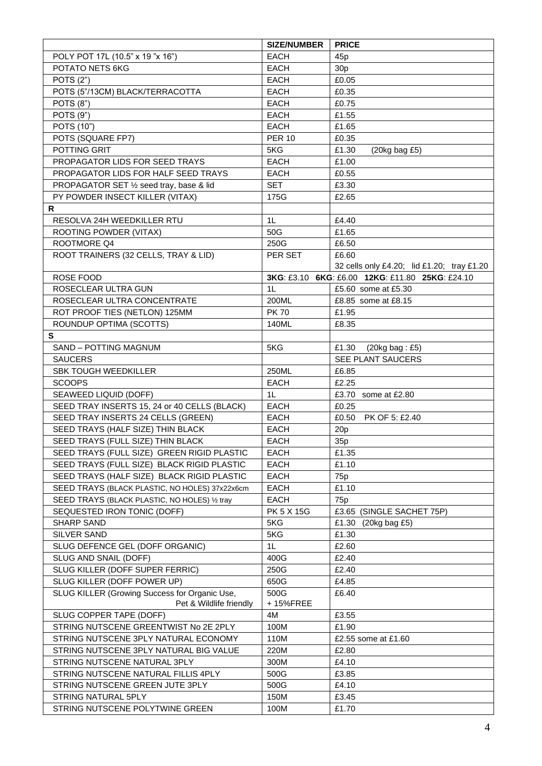| | SIZE/NUMBER | PRICE |
|---|---|---|
| POLY POT 17L (10.5" x 19 "x 16") | EACH | 45p |
| POTATO NETS 6KG | EACH | 30p |
| POTS (2") | EACH | £0.05 |
| POTS (5"/13CM) BLACK/TERRACOTTA | EACH | £0.35 |
| POTS (8") | EACH | £0.75 |
| POTS (9") | EACH | £1.55 |
| POTS (10") | EACH | £1.65 |
| POTS (SQUARE FP7) | PER 10 | £0.35 |
| POTTING GRIT | 5KG | £1.30 (20kg bag £5) |
| PROPAGATOR LIDS FOR SEED TRAYS | EACH | £1.00 |
| PROPAGATOR LIDS FOR HALF SEED TRAYS | EACH | £0.55 |
| PROPAGATOR SET ½ seed tray, base & lid | SET | £3.30 |
| PY POWDER INSECT KILLER (VITAX) | 175G | £2.65 |
| **R** | | |
| RESOLVA 24H WEEDKILLER RTU | 1L | £4.40 |
| ROOTING POWDER (VITAX) | 50G | £1.65 |
| ROOTMORE Q4 | 250G | £6.50 |
| ROOT TRAINERS (32 CELLS, TRAY & LID) | PER SET | £6.60<br>32 cells only £4.20; lid £1.20; tray £1.20 |
| ROSE FOOD | **3KG**: £3.10 **6KG**: £6.00 **12KG**: £11.80 **25KG**: £24.10 | |
| ROSECLEAR ULTRA GUN | 1L | £5.60 some at £5.30 |
| ROSECLEAR ULTRA CONCENTRATE | 200ML | £8.85 some at £8.15 |
| ROT PROOF TIES (NETLON) 125MM | PK 70 | £1.95 |
| ROUNDUP OPTIMA (SCOTTS) | 140ML | £8.35 |
| **S** | | |
| SAND – POTTING MAGNUM | 5KG | £1.30 (20kg bag : £5) |
| SAUCERS | | SEE PLANT SAUCERS |
| SBK TOUGH WEEDKILLER | 250ML | £6.85 |
| SCOOPS | EACH | £2.25 |
| SEAWEED LIQUID (DOFF) | 1L | £3.70 some at £2.80 |
| SEED TRAY INSERTS 15, 24 or 40 CELLS (BLACK) | EACH | £0.25 |
| SEED TRAY INSERTS 24 CELLS (GREEN) | EACH | £0.50 PK OF 5: £2.40 |
| SEED TRAYS (HALF SIZE) THIN BLACK | EACH | 20p |
| SEED TRAYS (FULL SIZE) THIN BLACK | EACH | 35p |
| SEED TRAYS (FULL SIZE) GREEN RIGID PLASTIC | EACH | £1.35 |
| SEED TRAYS (FULL SIZE) BLACK RIGID PLASTIC | EACH | £1.10 |
| SEED TRAYS (HALF SIZE) BLACK RIGID PLASTIC | EACH | 75p |
| SEED TRAYS (BLACK PLASTIC, NO HOLES) 37x22x6cm | EACH | £1.10 |
| SEED TRAYS (BLACK PLASTIC, NO HOLES) ½ tray | EACH | 75p |
| SEQUESTED IRON TONIC (DOFF) | PK 5 X 15G | £3.65 (SINGLE SACHET 75P) |
| SHARP SAND | 5KG | £1.30 (20kg bag £5) |
| SILVER SAND | 5KG | £1.30 |
| SLUG DEFENCE GEL (DOFF ORGANIC) | 1L | £2.60 |
| SLUG AND SNAIL (DOFF) | 400G | £2.40 |
| SLUG KILLER (DOFF SUPER FERRIC) | 250G | £2.40 |
| SLUG KILLER (DOFF POWER UP) | 650G | £4.85 |
| SLUG KILLER (Growing Success for Organic Use, Pet & Wildlife friendly | 500G<br>+15%FREE | £6.40 |
| SLUG COPPER TAPE (DOFF) | 4M | £3.55 |
| STRING NUTSCENE GREENTWIST No 2E 2PLY | 100M | £1.90 |
| STRING NUTSCENE 3PLY NATURAL ECONOMY | 110M | £2.55 some at £1.60 |
| STRING NUTSCENE 3PLY NATURAL BIG VALUE | 220M | £2.80 |
| STRING NUTSCENE NATURAL 3PLY | 300M | £4.10 |
| STRING NUTSCENE NATURAL FILLIS 4PLY | 500G | £3.85 |
| STRING NUTSCENE GREEN JUTE 3PLY | 500G | £4.10 |
| STRING NATURAL 5PLY | 150M | £3.45 |
| STRING NUTSCENE POLYTWINE GREEN | 100M | £1.70 |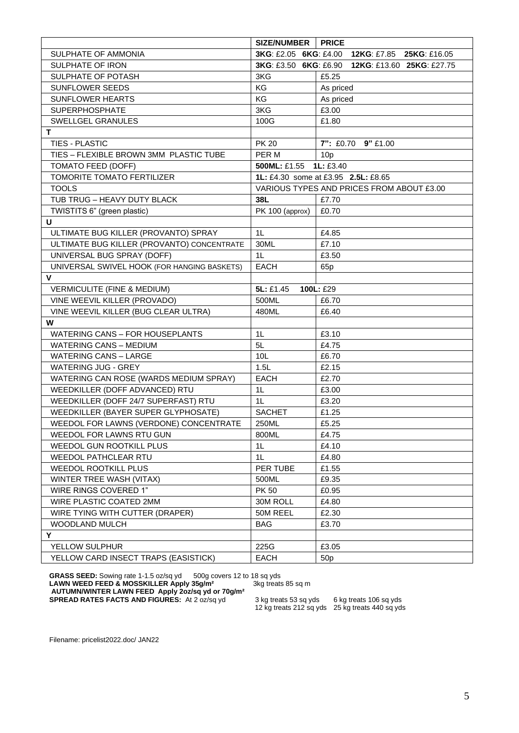| | SIZE/NUMBER | PRICE |
|---|---|---|
| SULPHATE OF AMMONIA | **3KG**: £2.05 **6KG**: £4.00 **12KG**: £7.85 **25KG**: £16.05 | |
| SULPHATE OF IRON | **3KG**: £3.50 **6KG**: £6.90 **12KG**: £13.60 **25KG**: £27.75 | |
| SULPHATE OF POTASH | 3KG | £5.25 |
| SUNFLOWER SEEDS | KG | As priced |
| SUNFLOWER HEARTS | KG | As priced |
| SUPERPHOSPHATE | 3KG | £3.00 |
| SWELLGEL GRANULES | 100G | £1.80 |
| **T** | | |
| TIES - PLASTIC | PK 20 | **7"**: £0.70 **9"** £1.00 |
| TIES – FLEXIBLE BROWN 3MM PLASTIC TUBE | PER M | 10p |
| TOMATO FEED (DOFF) | **500ML:** £1.55 **1L:** £3.40 | |
| TOMORITE TOMATO FERTILIZER | **1L:** £4.30 some at £3.95 **2.5L:** £8.65 | |
| TOOLS | VARIOUS TYPES AND PRICES FROM ABOUT £3.00 | |
| TUB TRUG – HEAVY DUTY BLACK | **38L** | £7.70 |
| TWISTITS 6" (green plastic) | PK 100 (approx) | £0.70 |
| **U** | | |
| ULTIMATE BUG KILLER (PROVANTO) SPRAY | 1L | £4.85 |
| ULTIMATE BUG KILLER (PROVANTO) CONCENTRATE | 30ML | £7.10 |
| UNIVERSAL BUG SPRAY (DOFF) | 1L | £3.50 |
| UNIVERSAL SWIVEL HOOK (FOR HANGING BASKETS) | EACH | 65p |
| **V** | | |
| VERMICULITE (FINE & MEDIUM) | **5L:** £1.45 **100L:** £29 | |
| VINE WEEVIL KILLER (PROVADO) | 500ML | £6.70 |
| VINE WEEVIL KILLER (BUG CLEAR ULTRA) | 480ML | £6.40 |
| **W** | | |
| WATERING CANS – FOR HOUSEPLANTS | 1L | £3.10 |
| WATERING CANS – MEDIUM | 5L | £4.75 |
| WATERING CANS – LARGE | 10L | £6.70 |
| WATERING JUG - GREY | 1.5L | £2.15 |
| WATERING CAN ROSE (WARDS MEDIUM SPRAY) | EACH | £2.70 |
| WEEDKILLER (DOFF ADVANCED) RTU | 1L | £3.00 |
| WEEDKILLER (DOFF 24/7 SUPERFAST) RTU | 1L | £3.20 |
| WEEDKILLER (BAYER SUPER GLYPHOSATE) | SACHET | £1.25 |
| WEEDOL FOR LAWNS (VERDONE) CONCENTRATE | 250ML | £5.25 |
| WEEDOL FOR LAWNS RTU GUN | 800ML | £4.75 |
| WEEDOL GUN ROOTKILL PLUS | 1L | £4.10 |
| WEEDOL PATHCLEAR RTU | 1L | £4.80 |
| WEEDOL ROOTKILL PLUS | PER TUBE | £1.55 |
| WINTER TREE WASH (VITAX) | 500ML | £9.35 |
| WIRE RINGS COVERED 1" | PK 50 | £0.95 |
| WIRE PLASTIC COATED 2MM | 30M ROLL | £4.80 |
| WIRE TYING WITH CUTTER (DRAPER) | 50M REEL | £2.30 |
| WOODLAND MULCH | BAG | £3.70 |
| **Y** | | |
| YELLOW SULPHUR | 225G | £3.05 |
| YELLOW CARD INSECT TRAPS (EASISTICK) | EACH | 50p |

**GRASS SEED:** Sowing rate 1-1.5 oz/sq yd 500g covers 12 to 18 sq yds
**LAWN WEED FEED & MOSSKILLER Apply 35g/m²** 3kg treats 85 sq m
**AUTUMN/WINTER LAWN FEED Apply 2oz/sq yd or 70g/m²**
**SPREAD RATES FACTS AND FIGURES:** At 2 oz/sq yd 3 kg treats 53 sq yds 6 kg treats 106 sq yds
12 kg treats 212 sq yds 25 kg treats 440 sq yds

Filename: pricelist2022.doc/ JAN22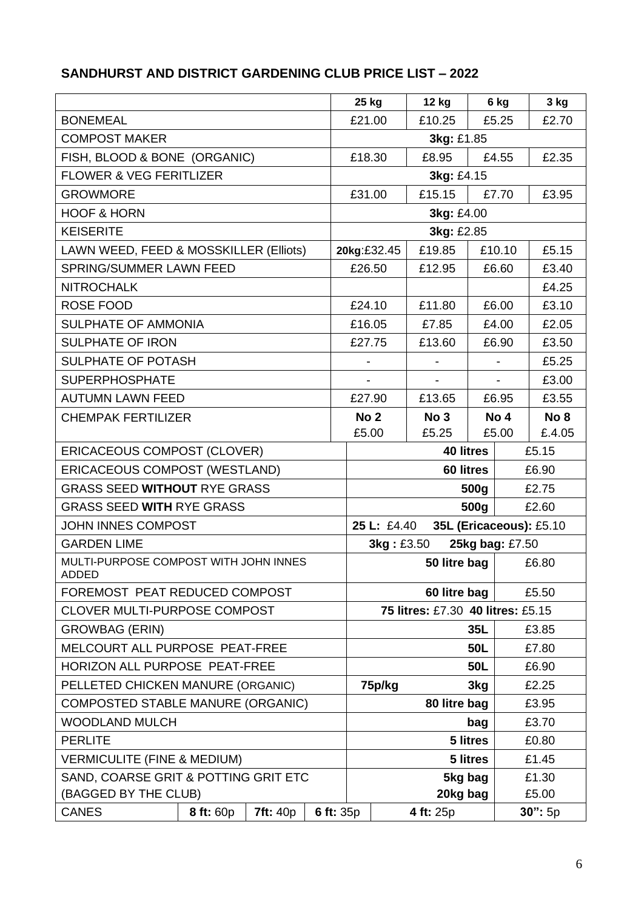## SANDHURST AND DISTRICT GARDENING CLUB PRICE LIST – 2022

| | 25 kg | 12 kg | 6 kg | 3 kg |
|---|---|---|---|---|
| BONEMEAL | £21.00 | £10.25 | £5.25 | £2.70 |
| COMPOST MAKER | **3kg:** £1.85 | | | |
| FISH, BLOOD & BONE (ORGANIC) | £18.30 | £8.95 | £4.55 | £2.35 |
| FLOWER & VEG FERITLIZER | **3kg:** £4.15 | | | |
| GROWMORE | £31.00 | £15.15 | £7.70 | £3.95 |
| HOOF & HORN | **3kg:** £4.00 | | | |
| KEISERITE | **3kg:** £2.85 | | | |
| LAWN WEED, FEED & MOSSKILLER (Elliots) | **20kg**:£32.45 | £19.85 | £10.10 | £5.15 |
| SPRING/SUMMER LAWN FEED | £26.50 | £12.95 | £6.60 | £3.40 |
| NITROCHALK | | | | £4.25 |
| ROSE FOOD | £24.10 | £11.80 | £6.00 | £3.10 |
| SULPHATE OF AMMONIA | £16.05 | £7.85 | £4.00 | £2.05 |
| SULPHATE OF IRON | £27.75 | £13.60 | £6.90 | £3.50 |
| SULPHATE OF POTASH | - | - | - | £5.25 |
| SUPERPHOSPHATE | - | - | - | £3.00 |
| AUTUMN LAWN FEED | £27.90 | £13.65 | £6.95 | £3.55 |
| CHEMPAK FERTILIZER | **No 2** £5.00 | **No 3** £5.25 | **No 4** £5.00 | **No 8** £.4.05 |

| | | |
|---|---|---|
| ERICACEOUS COMPOST (CLOVER) | **40 litres** | £5.15 |
| ERICACEOUS COMPOST (WESTLAND) | **60 litres** | £6.90 |
| GRASS SEED **WITHOUT** RYE GRASS | **500g** | £2.75 |
| GRASS SEED **WITH** RYE GRASS | **500g** | £2.60 |
| JOHN INNES COMPOST | **25 L:** £4.40 **35L (Ericaceous):** £5.10 | |
| GARDEN LIME | **3kg :** £3.50 **25kg bag:** £7.50 | |
| MULTI-PURPOSE COMPOST WITH JOHN INNES ADDED | **50 litre bag** | £6.80 |
| FOREMOST PEAT REDUCED COMPOST | **60 litre bag** | £5.50 |
| CLOVER MULTI-PURPOSE COMPOST | **75 litres:** £7.30 **40 litres:** £5.15 | |
| GROWBAG (ERIN) | **35L** | £3.85 |
| MELCOURT ALL PURPOSE PEAT-FREE | **50L** | £7.80 |
| HORIZON ALL PURPOSE PEAT-FREE | **50L** | £6.90 |
| PELLETED CHICKEN MANURE (ORGANIC) | **75p/kg** **3kg** | £2.25 |
| COMPOSTED STABLE MANURE (ORGANIC) | **80 litre bag** | £3.95 |
| WOODLAND MULCH | **bag** | £3.70 |
| PERLITE | **5 litres** | £0.80 |
| VERMICULITE (FINE & MEDIUM) | **5 litres** | £1.45 |
| SAND, COARSE GRIT & POTTING GRIT ETC (BAGGED BY THE CLUB) | **5kg bag** **20kg bag** | £1.30 £5.00 |

| | | | | | |
|---|---|---|---|---|---|
| CANES | **8 ft:** 60p | **7ft:** 40p | **6 ft:** 35p | **4 ft:** 25p | **30":** 5p |